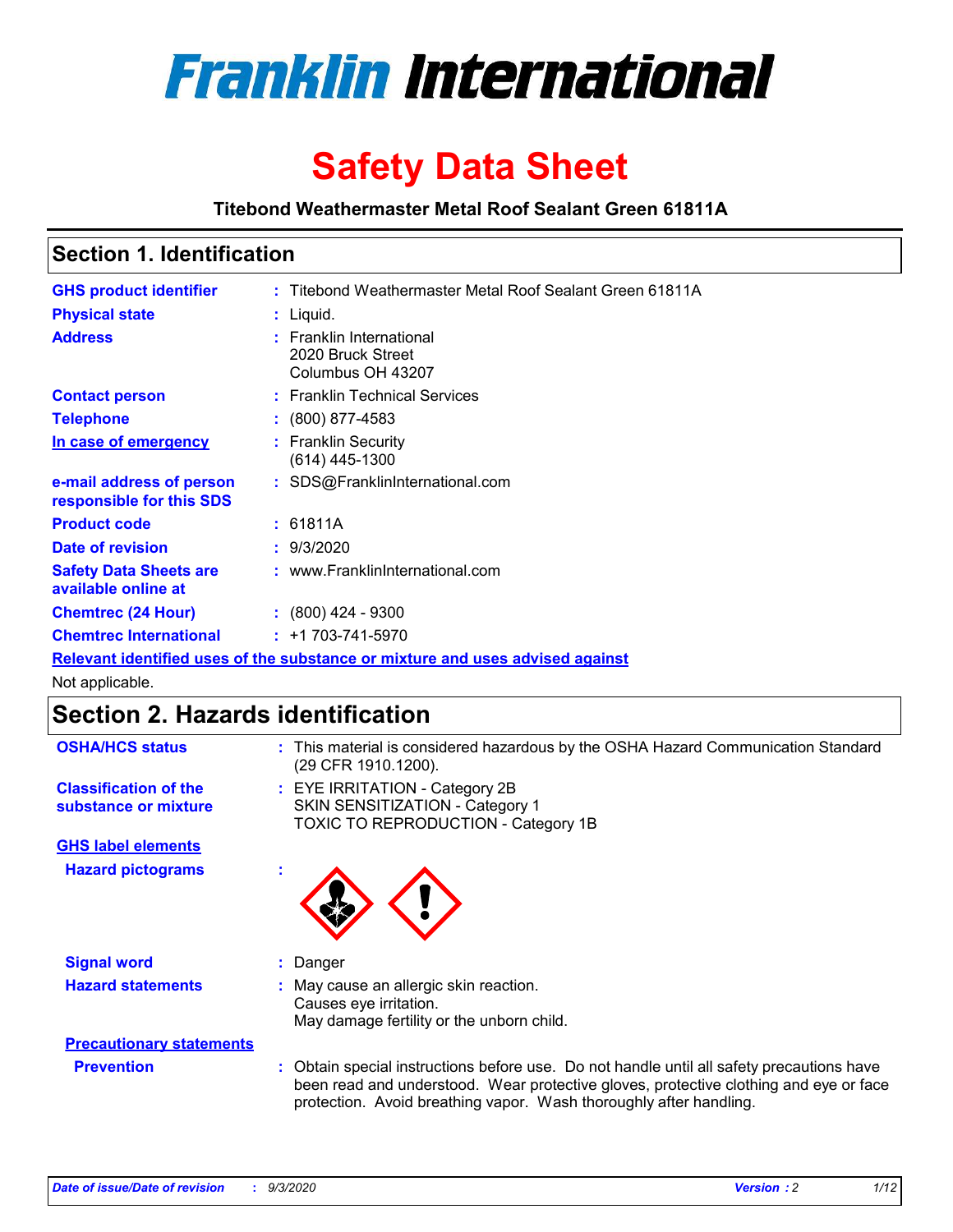# Franklin International

# Safety Data Sheet

**Titebond Weathermaster Metal Roof Sealant Green 61811A**

## Section 1. Identification

| | |
|---|---|
| **GHS product identifier** | : Titebond Weathermaster Metal Roof Sealant Green 61811A |
| **Physical state** | : Liquid. |
| **Address** | : Franklin International<br>2020 Bruck Street<br>Columbus OH 43207 |
| **Contact person** | : Franklin Technical Services |
| **Telephone** | : (800) 877-4583 |
| **In case of emergency** | : Franklin Security<br>(614) 445-1300 |
| **e-mail address of person responsible for this SDS** | : SDS@FranklinInternational.com |
| **Product code** | : 61811A |
| **Date of revision** | : 9/3/2020 |
| **Safety Data Sheets are available online at** | : www.FranklinInternational.com |
| **Chemtrec (24 Hour)** | : (800) 424 - 9300 |
| **Chemtrec International** | : +1 703-741-5970 |

**Relevant identified uses of the substance or mixture and uses advised against**

Not applicable.

## Section 2. Hazards identification

| | |
|---|---|
| **OSHA/HCS status** | : This material is considered hazardous by the OSHA Hazard Communication Standard (29 CFR 1910.1200). |
| **Classification of the substance or mixture** | : EYE IRRITATION - Category 2B<br>SKIN SENSITIZATION - Category 1<br>TOXIC TO REPRODUCTION - Category 1B |

**GHS label elements**

| | |
|---|---|
| **Hazard pictograms** | : |
| **Signal word** | : Danger |
| **Hazard statements** | : May cause an allergic skin reaction.<br>Causes eye irritation.<br>May damage fertility or the unborn child. |

**Precautionary statements**

| | |
|---|---|
| **Prevention** | : Obtain special instructions before use. Do not handle until all safety precautions have been read and understood. Wear protective gloves, protective clothing and eye or face protection. Avoid breathing vapor. Wash thoroughly after handling. |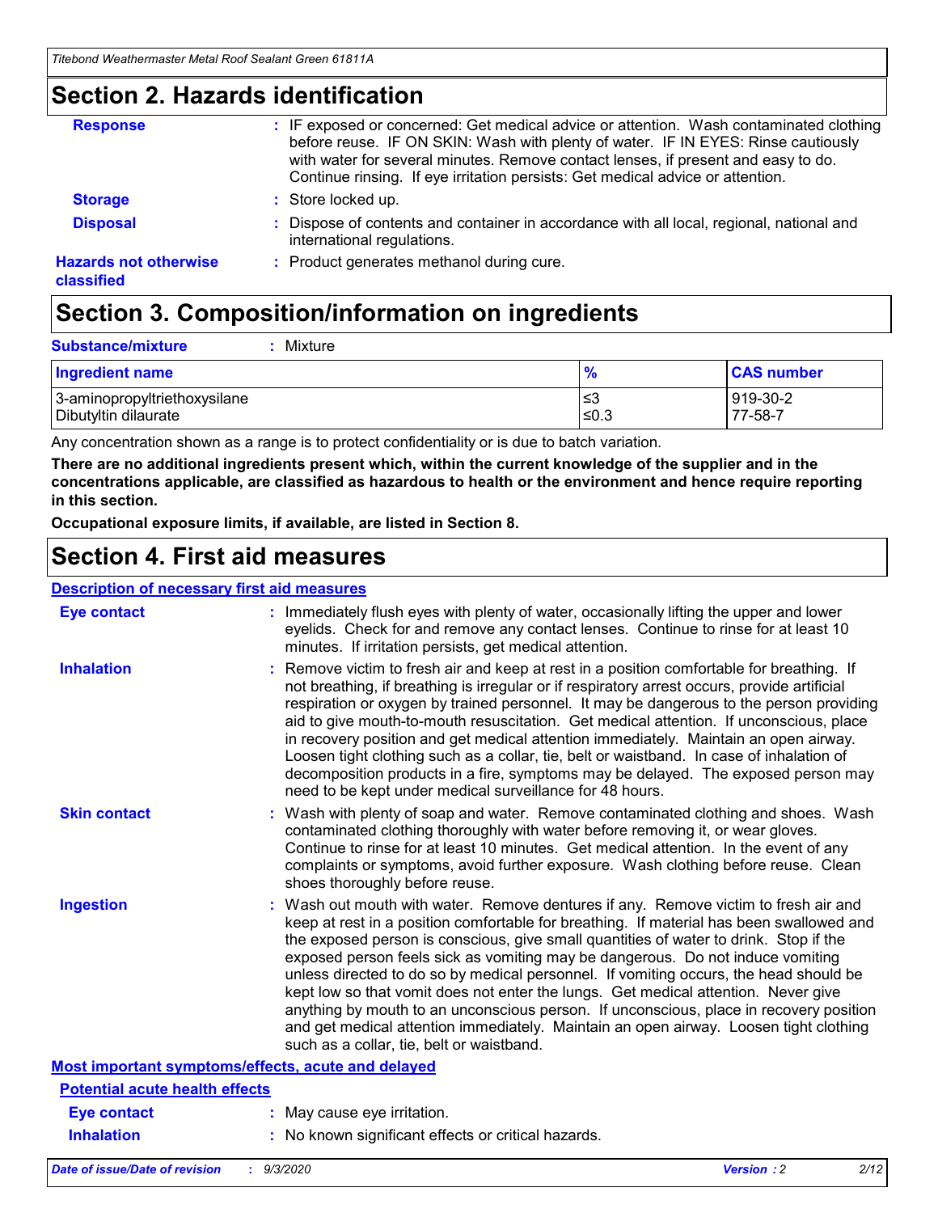## Section 2. Hazards identification

**Response** : IF exposed or concerned: Get medical advice or attention. Wash contaminated clothing before reuse. IF ON SKIN: Wash with plenty of water. IF IN EYES: Rinse cautiously with water for several minutes. Remove contact lenses, if present and easy to do. Continue rinsing. If eye irritation persists: Get medical advice or attention.

**Storage** : Store locked up.

**Disposal** : Dispose of contents and container in accordance with all local, regional, national and international regulations.

**Hazards not otherwise classified** : Product generates methanol during cure.

## Section 3. Composition/information on ingredients

**Substance/mixture** : Mixture

| Ingredient name | % | CAS number |
| --- | --- | --- |
| 3-aminopropyltriethoxysilane | ≤3 | 919-30-2 |
| Dibutyltin dilaurate | ≤0.3 | 77-58-7 |

Any concentration shown as a range is to protect confidentiality or is due to batch variation.

**There are no additional ingredients present which, within the current knowledge of the supplier and in the concentrations applicable, are classified as hazardous to health or the environment and hence require reporting in this section.**

**Occupational exposure limits, if available, are listed in Section 8.**

## Section 4. First aid measures

### Description of necessary first aid measures

**Eye contact** : Immediately flush eyes with plenty of water, occasionally lifting the upper and lower eyelids. Check for and remove any contact lenses. Continue to rinse for at least 10 minutes. If irritation persists, get medical attention.

**Inhalation** : Remove victim to fresh air and keep at rest in a position comfortable for breathing. If not breathing, if breathing is irregular or if respiratory arrest occurs, provide artificial respiration or oxygen by trained personnel. It may be dangerous to the person providing aid to give mouth-to-mouth resuscitation. Get medical attention. If unconscious, place in recovery position and get medical attention immediately. Maintain an open airway. Loosen tight clothing such as a collar, tie, belt or waistband. In case of inhalation of decomposition products in a fire, symptoms may be delayed. The exposed person may need to be kept under medical surveillance for 48 hours.

**Skin contact** : Wash with plenty of soap and water. Remove contaminated clothing and shoes. Wash contaminated clothing thoroughly with water before removing it, or wear gloves. Continue to rinse for at least 10 minutes. Get medical attention. In the event of any complaints or symptoms, avoid further exposure. Wash clothing before reuse. Clean shoes thoroughly before reuse.

**Ingestion** : Wash out mouth with water. Remove dentures if any. Remove victim to fresh air and keep at rest in a position comfortable for breathing. If material has been swallowed and the exposed person is conscious, give small quantities of water to drink. Stop if the exposed person feels sick as vomiting may be dangerous. Do not induce vomiting unless directed to do so by medical personnel. If vomiting occurs, the head should be kept low so that vomit does not enter the lungs. Get medical attention. Never give anything by mouth to an unconscious person. If unconscious, place in recovery position and get medical attention immediately. Maintain an open airway. Loosen tight clothing such as a collar, tie, belt or waistband.

### Most important symptoms/effects, acute and delayed

#### Potential acute health effects

**Eye contact** : May cause eye irritation.

**Inhalation** : No known significant effects or critical hazards.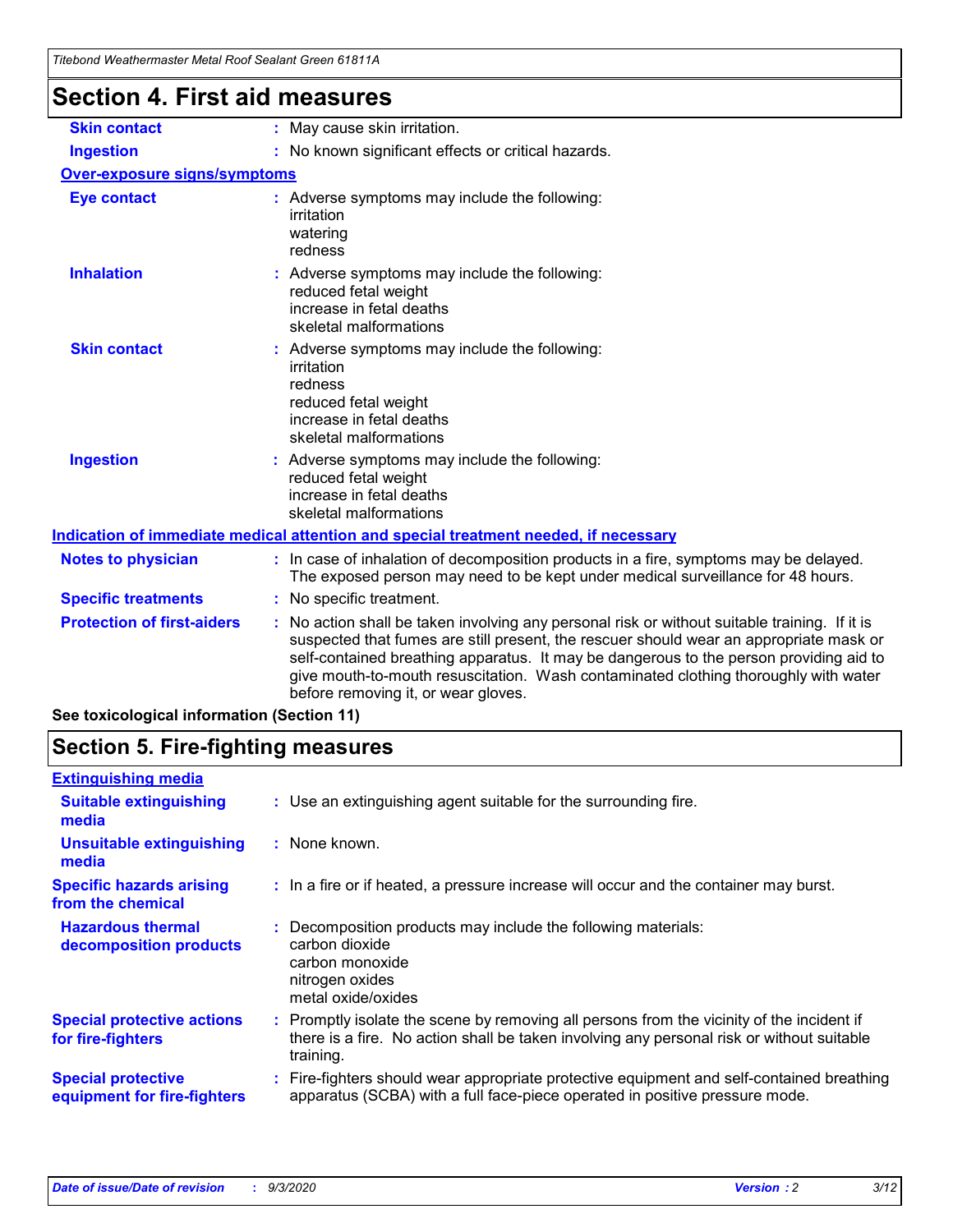# Section 4. First aid measures

**Skin contact** : May cause skin irritation.

**Ingestion** : No known significant effects or critical hazards.

**Over-exposure signs/symptoms**

**Eye contact** : Adverse symptoms may include the following:
irritation
watering
redness

**Inhalation** : Adverse symptoms may include the following:
reduced fetal weight
increase in fetal deaths
skeletal malformations

**Skin contact** : Adverse symptoms may include the following:
irritation
redness
reduced fetal weight
increase in fetal deaths
skeletal malformations

**Ingestion** : Adverse symptoms may include the following:
reduced fetal weight
increase in fetal deaths
skeletal malformations

**Indication of immediate medical attention and special treatment needed, if necessary**

**Notes to physician** : In case of inhalation of decomposition products in a fire, symptoms may be delayed. The exposed person may need to be kept under medical surveillance for 48 hours.

**Specific treatments** : No specific treatment.

**Protection of first-aiders** : No action shall be taken involving any personal risk or without suitable training. If it is suspected that fumes are still present, the rescuer should wear an appropriate mask or self-contained breathing apparatus. It may be dangerous to the person providing aid to give mouth-to-mouth resuscitation. Wash contaminated clothing thoroughly with water before removing it, or wear gloves.

**See toxicological information (Section 11)**

# Section 5. Fire-fighting measures

**Extinguishing media**

**Suitable extinguishing media** : Use an extinguishing agent suitable for the surrounding fire.

**Unsuitable extinguishing media** : None known.

**Specific hazards arising from the chemical** : In a fire or if heated, a pressure increase will occur and the container may burst.

**Hazardous thermal decomposition products** : Decomposition products may include the following materials:
carbon dioxide
carbon monoxide
nitrogen oxides
metal oxide/oxides

**Special protective actions for fire-fighters** : Promptly isolate the scene by removing all persons from the vicinity of the incident if there is a fire. No action shall be taken involving any personal risk or without suitable training.

**Special protective equipment for fire-fighters** : Fire-fighters should wear appropriate protective equipment and self-contained breathing apparatus (SCBA) with a full face-piece operated in positive pressure mode.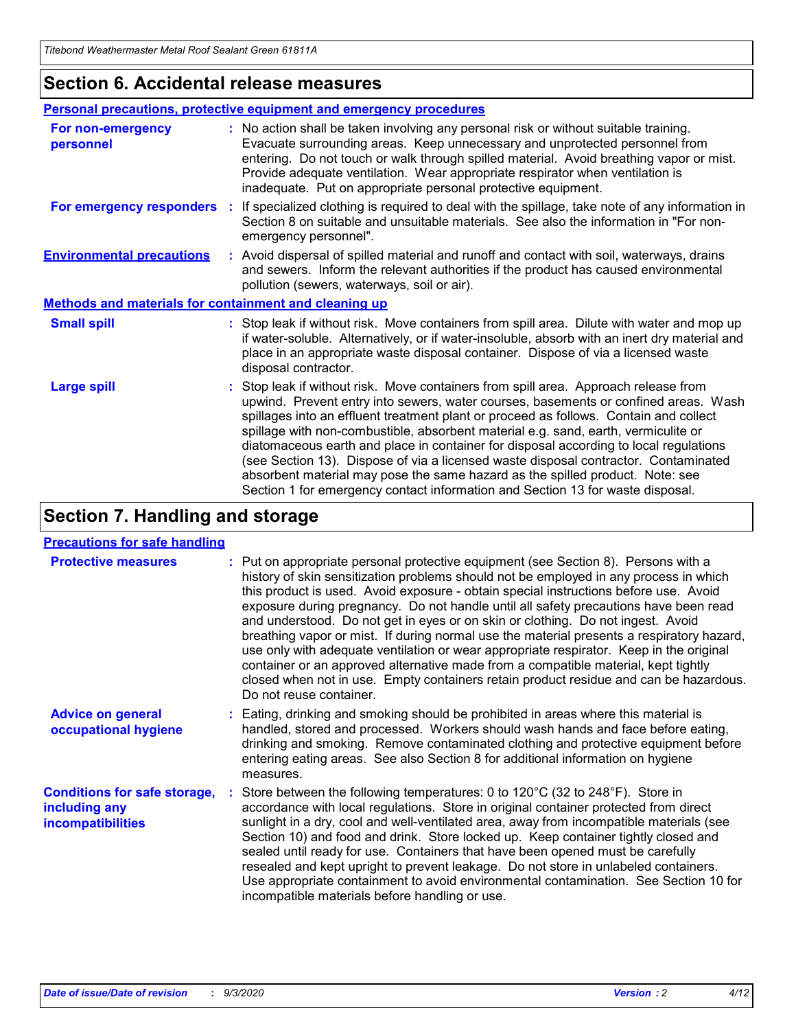## Section 6. Accidental release measures

### Personal precautions, protective equipment and emergency procedures

**For non-emergency personnel** : No action shall be taken involving any personal risk or without suitable training. Evacuate surrounding areas. Keep unnecessary and unprotected personnel from entering. Do not touch or walk through spilled material. Avoid breathing vapor or mist. Provide adequate ventilation. Wear appropriate respirator when ventilation is inadequate. Put on appropriate personal protective equipment.

**For emergency responders** : If specialized clothing is required to deal with the spillage, take note of any information in Section 8 on suitable and unsuitable materials. See also the information in "For non-emergency personnel".

**Environmental precautions** : Avoid dispersal of spilled material and runoff and contact with soil, waterways, drains and sewers. Inform the relevant authorities if the product has caused environmental pollution (sewers, waterways, soil or air).

### Methods and materials for containment and cleaning up

**Small spill** : Stop leak if without risk. Move containers from spill area. Dilute with water and mop up if water-soluble. Alternatively, or if water-insoluble, absorb with an inert dry material and place in an appropriate waste disposal container. Dispose of via a licensed waste disposal contractor.

**Large spill** : Stop leak if without risk. Move containers from spill area. Approach release from upwind. Prevent entry into sewers, water courses, basements or confined areas. Wash spillages into an effluent treatment plant or proceed as follows. Contain and collect spillage with non-combustible, absorbent material e.g. sand, earth, vermiculite or diatomaceous earth and place in container for disposal according to local regulations (see Section 13). Dispose of via a licensed waste disposal contractor. Contaminated absorbent material may pose the same hazard as the spilled product. Note: see Section 1 for emergency contact information and Section 13 for waste disposal.

## Section 7. Handling and storage

### Precautions for safe handling

**Protective measures** : Put on appropriate personal protective equipment (see Section 8). Persons with a history of skin sensitization problems should not be employed in any process in which this product is used. Avoid exposure - obtain special instructions before use. Avoid exposure during pregnancy. Do not handle until all safety precautions have been read and understood. Do not get in eyes or on skin or clothing. Do not ingest. Avoid breathing vapor or mist. If during normal use the material presents a respiratory hazard, use only with adequate ventilation or wear appropriate respirator. Keep in the original container or an approved alternative made from a compatible material, kept tightly closed when not in use. Empty containers retain product residue and can be hazardous. Do not reuse container.

**Advice on general occupational hygiene** : Eating, drinking and smoking should be prohibited in areas where this material is handled, stored and processed. Workers should wash hands and face before eating, drinking and smoking. Remove contaminated clothing and protective equipment before entering eating areas. See also Section 8 for additional information on hygiene measures.

**Conditions for safe storage, including any incompatibilities** : Store between the following temperatures: 0 to 120°C (32 to 248°F). Store in accordance with local regulations. Store in original container protected from direct sunlight in a dry, cool and well-ventilated area, away from incompatible materials (see Section 10) and food and drink. Store locked up. Keep container tightly closed and sealed until ready for use. Containers that have been opened must be carefully resealed and kept upright to prevent leakage. Do not store in unlabeled containers. Use appropriate containment to avoid environmental contamination. See Section 10 for incompatible materials before handling or use.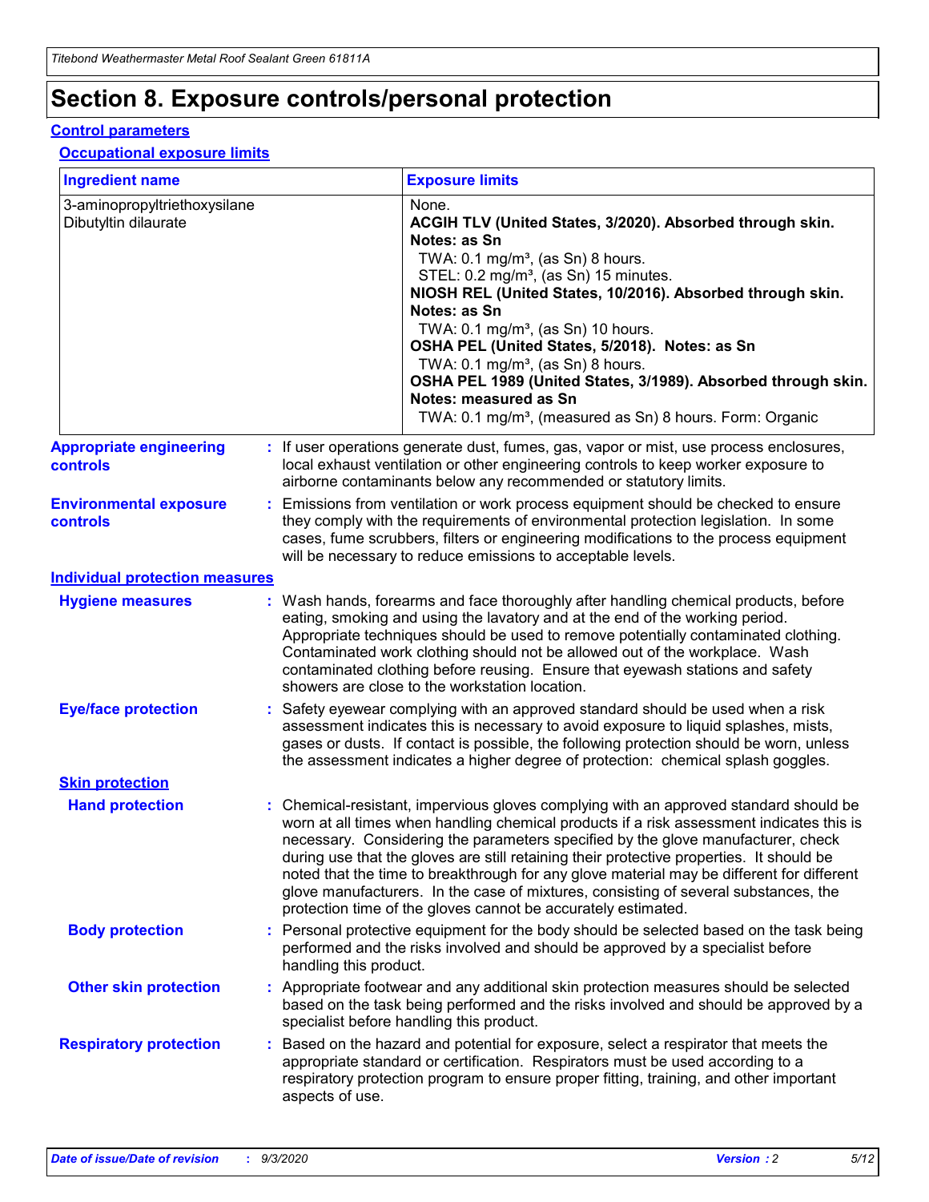# Section 8. Exposure controls/personal protection

### Control parameters

#### Occupational exposure limits

| Ingredient name | Exposure limits |
| --- | --- |
| 3-aminopropyltriethoxysilane<br>Dibutyltin dilaurate | None.<br>**ACGIH TLV (United States, 3/2020). Absorbed through skin. Notes: as Sn**<br>TWA: 0.1 mg/m³, (as Sn) 8 hours.<br>STEL: 0.2 mg/m³, (as Sn) 15 minutes.<br>**NIOSH REL (United States, 10/2016). Absorbed through skin. Notes: as Sn**<br>TWA: 0.1 mg/m³, (as Sn) 10 hours.<br>**OSHA PEL (United States, 5/2018). Notes: as Sn**<br>TWA: 0.1 mg/m³, (as Sn) 8 hours.<br>**OSHA PEL 1989 (United States, 3/1989). Absorbed through skin. Notes: measured as Sn**<br>TWA: 0.1 mg/m³, (measured as Sn) 8 hours. Form: Organic |

**Appropriate engineering controls** : If user operations generate dust, fumes, gas, vapor or mist, use process enclosures, local exhaust ventilation or other engineering controls to keep worker exposure to airborne contaminants below any recommended or statutory limits.

**Environmental exposure controls** : Emissions from ventilation or work process equipment should be checked to ensure they comply with the requirements of environmental protection legislation. In some cases, fume scrubbers, filters or engineering modifications to the process equipment will be necessary to reduce emissions to acceptable levels.

### Individual protection measures

**Hygiene measures** : Wash hands, forearms and face thoroughly after handling chemical products, before eating, smoking and using the lavatory and at the end of the working period. Appropriate techniques should be used to remove potentially contaminated clothing. Contaminated work clothing should not be allowed out of the workplace. Wash contaminated clothing before reusing. Ensure that eyewash stations and safety showers are close to the workstation location.

**Eye/face protection** : Safety eyewear complying with an approved standard should be used when a risk assessment indicates this is necessary to avoid exposure to liquid splashes, mists, gases or dusts. If contact is possible, the following protection should be worn, unless the assessment indicates a higher degree of protection: chemical splash goggles.

#### Skin protection

**Hand protection** : Chemical-resistant, impervious gloves complying with an approved standard should be worn at all times when handling chemical products if a risk assessment indicates this is necessary. Considering the parameters specified by the glove manufacturer, check during use that the gloves are still retaining their protective properties. It should be noted that the time to breakthrough for any glove material may be different for different glove manufacturers. In the case of mixtures, consisting of several substances, the protection time of the gloves cannot be accurately estimated.

**Body protection** : Personal protective equipment for the body should be selected based on the task being performed and the risks involved and should be approved by a specialist before handling this product.

**Other skin protection** : Appropriate footwear and any additional skin protection measures should be selected based on the task being performed and the risks involved and should be approved by a specialist before handling this product.

**Respiratory protection** : Based on the hazard and potential for exposure, select a respirator that meets the appropriate standard or certification. Respirators must be used according to a respiratory protection program to ensure proper fitting, training, and other important aspects of use.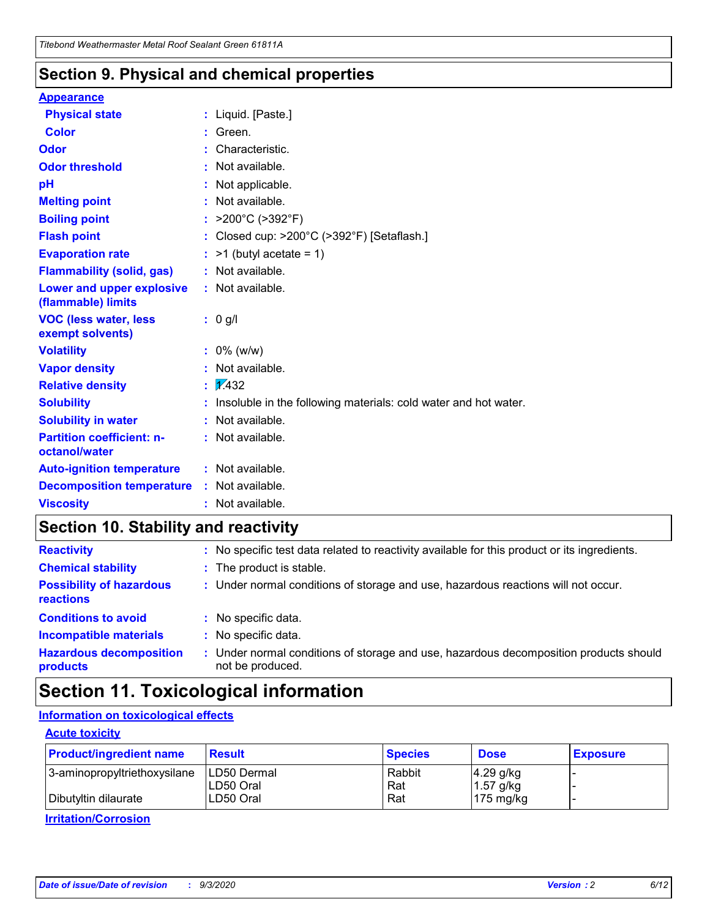## Section 9. Physical and chemical properties

**Appearance**

| | |
|---|---|
| **Physical state** | : Liquid. [Paste.] |
| **Color** | : Green. |
| **Odor** | : Characteristic. |
| **Odor threshold** | : Not available. |
| **pH** | : Not applicable. |
| **Melting point** | : Not available. |
| **Boiling point** | : >200°C (>392°F) |
| **Flash point** | : Closed cup: >200°C (>392°F) [Setaflash.] |
| **Evaporation rate** | : >1 (butyl acetate = 1) |
| **Flammability (solid, gas)** | : Not available. |
| **Lower and upper explosive (flammable) limits** | : Not available. |
| **VOC (less water, less exempt solvents)** | : 0 g/l |
| **Volatility** | : 0% (w/w) |
| **Vapor density** | : Not available. |
| **Relative density** | : 1.432 |
| **Solubility** | : Insoluble in the following materials: cold water and hot water. |
| **Solubility in water** | : Not available. |
| **Partition coefficient: n-octanol/water** | : Not available. |
| **Auto-ignition temperature** | : Not available. |
| **Decomposition temperature** | : Not available. |
| **Viscosity** | : Not available. |

## Section 10. Stability and reactivity

| | |
|---|---|
| **Reactivity** | : No specific test data related to reactivity available for this product or its ingredients. |
| **Chemical stability** | : The product is stable. |
| **Possibility of hazardous reactions** | : Under normal conditions of storage and use, hazardous reactions will not occur. |
| **Conditions to avoid** | : No specific data. |
| **Incompatible materials** | : No specific data. |
| **Hazardous decomposition products** | : Under normal conditions of storage and use, hazardous decomposition products should not be produced. |

## Section 11. Toxicological information

**Information on toxicological effects**

**Acute toxicity**

| Product/ingredient name | Result | Species | Dose | Exposure |
|---|---|---|---|---|
| 3-aminopropyltriethoxysilane | LD50 Dermal | Rabbit | 4.29 g/kg | - |
| | LD50 Oral | Rat | 1.57 g/kg | - |
| Dibutyltin dilaurate | LD50 Oral | Rat | 175 mg/kg | - |

**Irritation/Corrosion**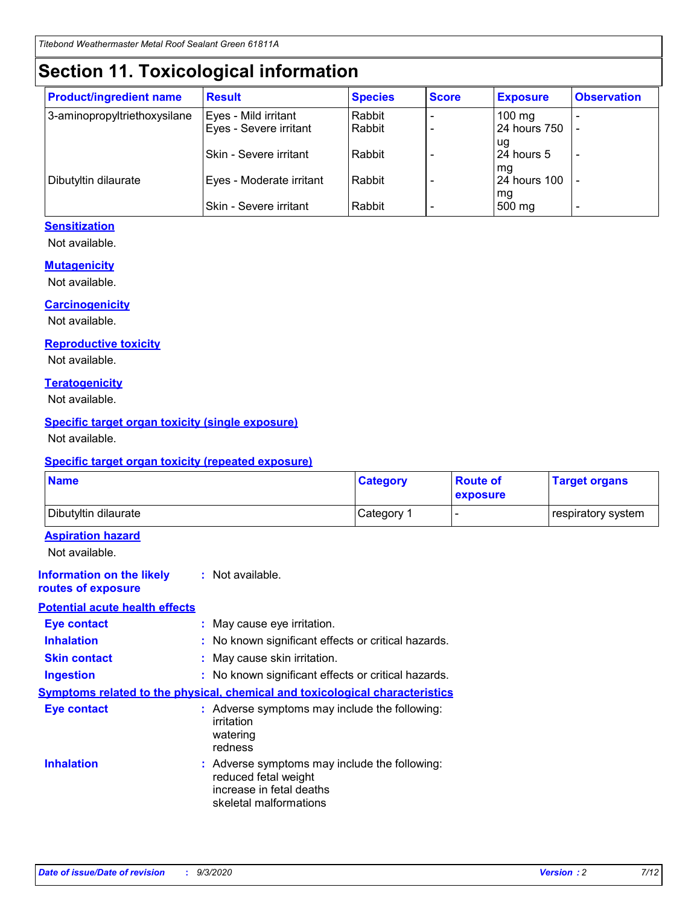# Section 11. Toxicological information

| Product/ingredient name | Result | Species | Score | Exposure | Observation |
|---|---|---|---|---|---|
| 3-aminopropyltriethoxysilane | Eyes - Mild irritant | Rabbit | - | 100 mg | - |
| | Eyes - Severe irritant | Rabbit | - | 24 hours 750 ug | - |
| | Skin - Severe irritant | Rabbit | - | 24 hours 5 mg | - |
| Dibutyltin dilaurate | Eyes - Moderate irritant | Rabbit | - | 24 hours 100 mg | - |
| | Skin - Severe irritant | Rabbit | - | 500 mg | - |

### Sensitization

Not available.

### Mutagenicity

Not available.

### Carcinogenicity

Not available.

### Reproductive toxicity

Not available.

### Teratogenicity

Not available.

### Specific target organ toxicity (single exposure)

Not available.

### Specific target organ toxicity (repeated exposure)

| Name | Category | Route of exposure | Target organs |
|---|---|---|---|
| Dibutyltin dilaurate | Category 1 | - | respiratory system |

### Aspiration hazard

Not available.

**Information on the likely routes of exposure** : Not available.

### Potential acute health effects

**Eye contact** : May cause eye irritation.

**Inhalation** : No known significant effects or critical hazards.

**Skin contact** : May cause skin irritation.

**Ingestion** : No known significant effects or critical hazards.

### Symptoms related to the physical, chemical and toxicological characteristics

**Eye contact** : Adverse symptoms may include the following:
irritation
watering
redness

**Inhalation** : Adverse symptoms may include the following:
reduced fetal weight
increase in fetal deaths
skeletal malformations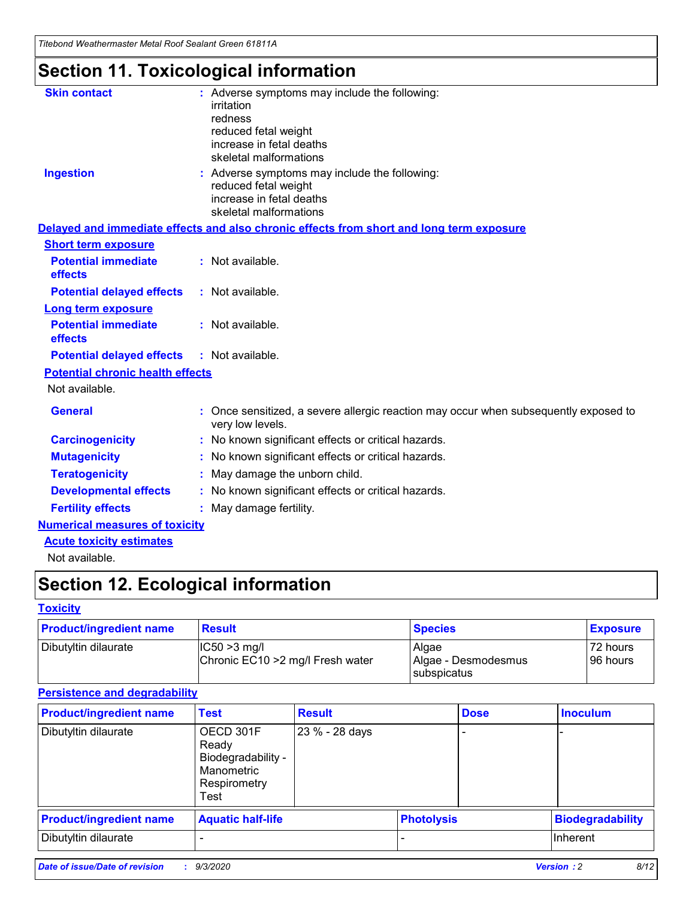# Section 11. Toxicological information

**Skin contact** : Adverse symptoms may include the following:
irritation
redness
reduced fetal weight
increase in fetal deaths
skeletal malformations

**Ingestion** : Adverse symptoms may include the following:
reduced fetal weight
increase in fetal deaths
skeletal malformations

**Delayed and immediate effects and also chronic effects from short and long term exposure**

**Short term exposure**

**Potential immediate effects** : Not available.

**Potential delayed effects** : Not available.

**Long term exposure**

**Potential immediate effects** : Not available.

**Potential delayed effects** : Not available.

**Potential chronic health effects**

Not available.

**General** : Once sensitized, a severe allergic reaction may occur when subsequently exposed to very low levels.

**Carcinogenicity** : No known significant effects or critical hazards.

**Mutagenicity** : No known significant effects or critical hazards.

**Teratogenicity** : May damage the unborn child.

**Developmental effects** : No known significant effects or critical hazards.

**Fertility effects** : May damage fertility.

**Numerical measures of toxicity**

**Acute toxicity estimates**

Not available.

# Section 12. Ecological information

**Toxicity**

| Product/ingredient name | Result | Species | Exposure |
|---|---|---|---|
| Dibutyltin dilaurate | IC50 >3 mg/l<br>Chronic EC10 >2 mg/l Fresh water | Algae<br>Algae - Desmodesmus subspicatus | 72 hours<br>96 hours |

**Persistence and degradability**

| Product/ingredient name | Test | Result | Dose | Inoculum |
|---|---|---|---|---|
| Dibutyltin dilaurate | OECD 301F Ready Biodegradability - Manometric Respirometry Test | 23 % - 28 days | - | - |

| Product/ingredient name | Aquatic half-life | Photolysis | Biodegradability |
|---|---|---|---|
| Dibutyltin dilaurate | - | - | Inherent |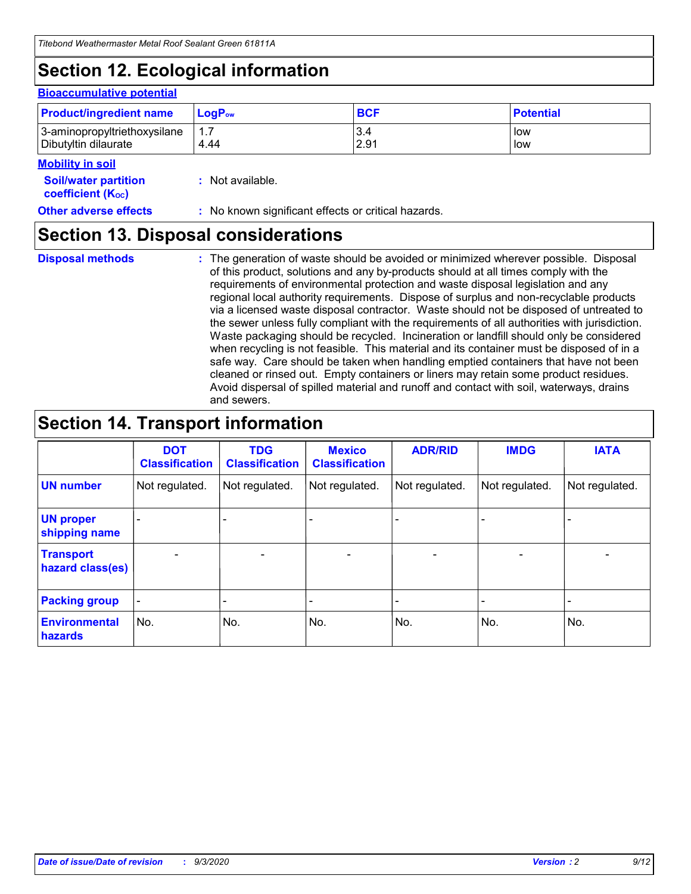# Section 12. Ecological information

### Bioaccumulative potential

| Product/ingredient name | $LogP_{ow}$ | BCF | Potential |
| --- | --- | --- | --- |
| 3-aminopropyltriethoxysilane | 1.7 | 3.4 | low |
| Dibutyltin dilaurate | 4.44 | 2.91 | low |

### Mobility in soil

**Soil/water partition coefficient ($K_{OC}$)** : Not available.

**Other adverse effects** : No known significant effects or critical hazards.

# Section 13. Disposal considerations

**Disposal methods** : The generation of waste should be avoided or minimized wherever possible. Disposal of this product, solutions and any by-products should at all times comply with the requirements of environmental protection and waste disposal legislation and any regional local authority requirements. Dispose of surplus and non-recyclable products via a licensed waste disposal contractor. Waste should not be disposed of untreated to the sewer unless fully compliant with the requirements of all authorities with jurisdiction. Waste packaging should be recycled. Incineration or landfill should only be considered when recycling is not feasible. This material and its container must be disposed of in a safe way. Care should be taken when handling emptied containers that have not been cleaned or rinsed out. Empty containers or liners may retain some product residues. Avoid dispersal of spilled material and runoff and contact with soil, waterways, drains and sewers.

# Section 14. Transport information

| | DOT Classification | TDG Classification | Mexico Classification | ADR/RID | IMDG | IATA |
| --- | --- | --- | --- | --- | --- | --- |
| UN number | Not regulated. | Not regulated. | Not regulated. | Not regulated. | Not regulated. | Not regulated. |
| UN proper shipping name | - | - | - | - | - | - |
| Transport hazard class(es) | - | - | - | - | - | - |
| Packing group | - | - | - | - | - | - |
| Environmental hazards | No. | No. | No. | No. | No. | No. |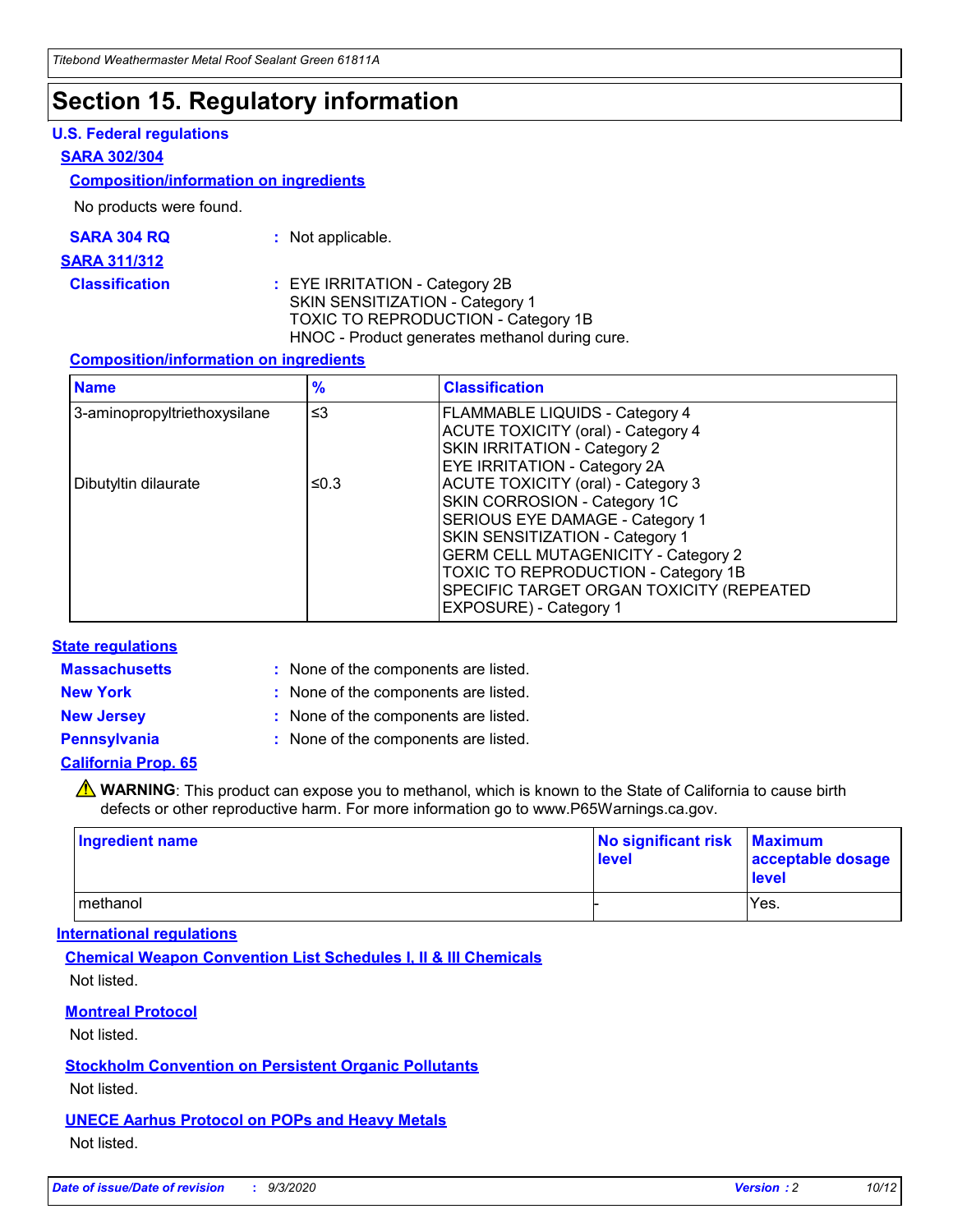# Section 15. Regulatory information

### U.S. Federal regulations

**SARA 302/304**

**Composition/information on ingredients**

No products were found.

**SARA 304 RQ** : Not applicable.

**SARA 311/312**

**Classification** : EYE IRRITATION - Category 2B
SKIN SENSITIZATION - Category 1
TOXIC TO REPRODUCTION - Category 1B
HNOC - Product generates methanol during cure.

**Composition/information on ingredients**

| Name | % | Classification |
|---|---|---|
| 3-aminopropyltriethoxysilane | ≤3 | FLAMMABLE LIQUIDS - Category 4<br>ACUTE TOXICITY (oral) - Category 4<br>SKIN IRRITATION - Category 2<br>EYE IRRITATION - Category 2A |
| Dibutyltin dilaurate | ≤0.3 | ACUTE TOXICITY (oral) - Category 3<br>SKIN CORROSION - Category 1C<br>SERIOUS EYE DAMAGE - Category 1<br>SKIN SENSITIZATION - Category 1<br>GERM CELL MUTAGENICITY - Category 2<br>TOXIC TO REPRODUCTION - Category 1B<br>SPECIFIC TARGET ORGAN TOXICITY (REPEATED EXPOSURE) - Category 1 |

### State regulations

**Massachusetts** : None of the components are listed.

**New York** : None of the components are listed.

**New Jersey** : None of the components are listed.

**Pennsylvania** : None of the components are listed.

**California Prop. 65**

⚠ **WARNING**: This product can expose you to methanol, which is known to the State of California to cause birth defects or other reproductive harm. For more information go to www.P65Warnings.ca.gov.

| Ingredient name | No significant risk level | Maximum acceptable dosage level |
|---|---|---|
| methanol | - | Yes. |

### International regulations

**Chemical Weapon Convention List Schedules I, II & III Chemicals**

Not listed.

**Montreal Protocol**

Not listed.

**Stockholm Convention on Persistent Organic Pollutants**

Not listed.

**UNECE Aarhus Protocol on POPs and Heavy Metals**

Not listed.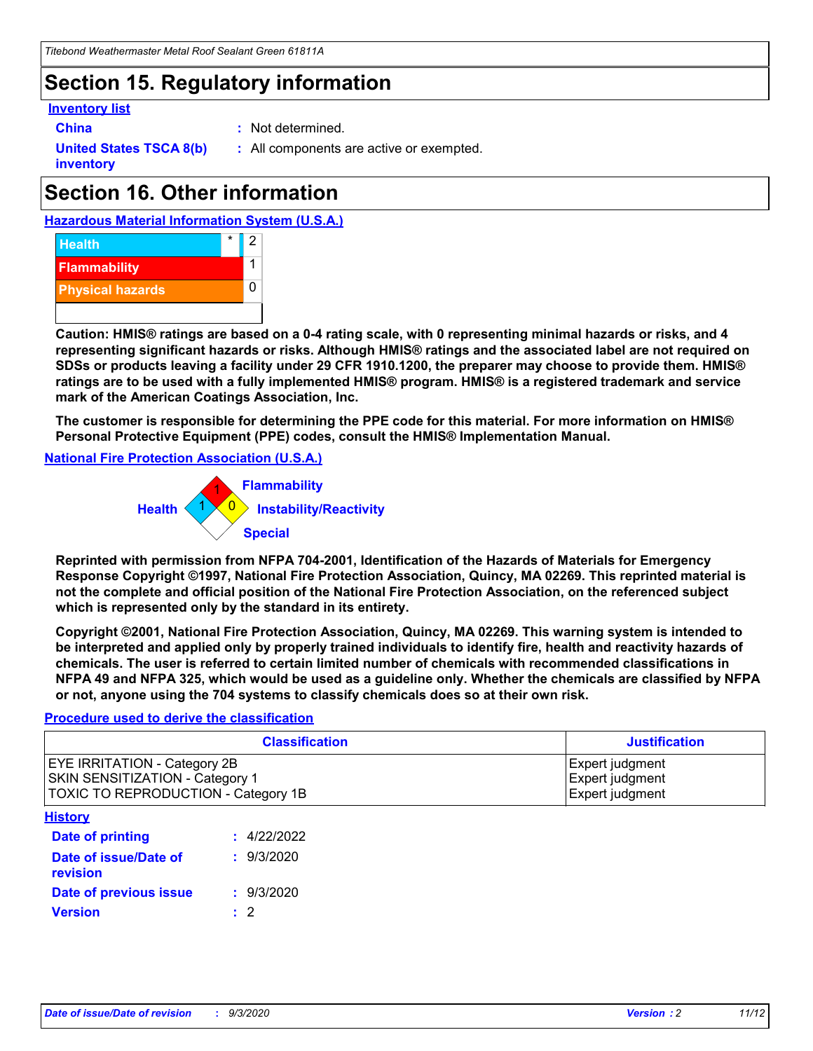# Section 15. Regulatory information

**Inventory list**

**China** : Not determined.

**United States TSCA 8(b) inventory** : All components are active or exempted.

# Section 16. Other information

**Hazardous Material Information System (U.S.A.)**

| | | |
|---|---|---|
| Health | * | 2 |
| Flammability | | 1 |
| Physical hazards | | 0 |

**Caution: HMIS® ratings are based on a 0-4 rating scale, with 0 representing minimal hazards or risks, and 4 representing significant hazards or risks. Although HMIS® ratings and the associated label are not required on SDSs or products leaving a facility under 29 CFR 1910.1200, the preparer may choose to provide them. HMIS® ratings are to be used with a fully implemented HMIS® program. HMIS® is a registered trademark and service mark of the American Coatings Association, Inc.**

**The customer is responsible for determining the PPE code for this material. For more information on HMIS® Personal Protective Equipment (PPE) codes, consult the HMIS® Implementation Manual.**

**National Fire Protection Association (U.S.A.)**

Flammability: 1
Health: 1
Instability/Reactivity: 0
Special:

**Reprinted with permission from NFPA 704-2001, Identification of the Hazards of Materials for Emergency Response Copyright ©1997, National Fire Protection Association, Quincy, MA 02269. This reprinted material is not the complete and official position of the National Fire Protection Association, on the referenced subject which is represented only by the standard in its entirety.**

**Copyright ©2001, National Fire Protection Association, Quincy, MA 02269. This warning system is intended to be interpreted and applied only by properly trained individuals to identify fire, health and reactivity hazards of chemicals. The user is referred to certain limited number of chemicals with recommended classifications in NFPA 49 and NFPA 325, which would be used as a guideline only. Whether the chemicals are classified by NFPA or not, anyone using the 704 systems to classify chemicals does so at their own risk.**

**Procedure used to derive the classification**

| Classification | Justification |
|---|---|
| EYE IRRITATION - Category 2B | Expert judgment |
| SKIN SENSITIZATION - Category 1 | Expert judgment |
| TOXIC TO REPRODUCTION - Category 1B | Expert judgment |

**History**

**Date of printing** : 4/22/2022

**Date of issue/Date of revision** : 9/3/2020

**Date of previous issue** : 9/3/2020

**Version** : 2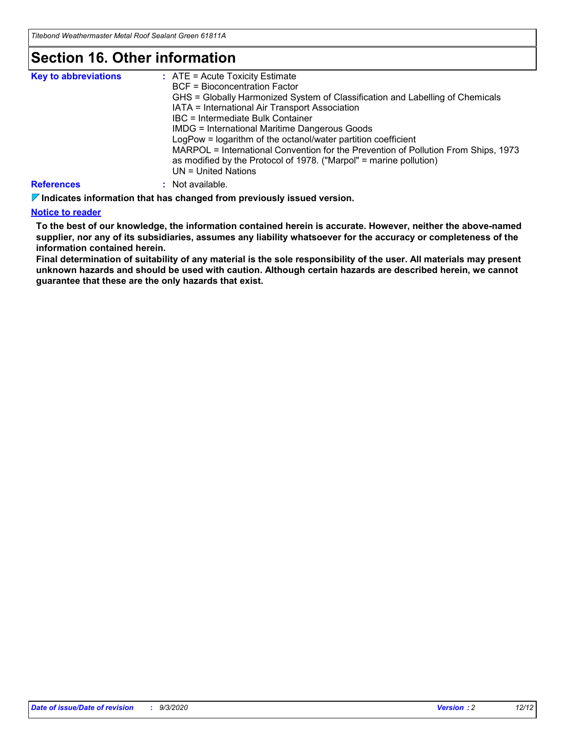# Section 16. Other information

**Key to abbreviations** : ATE = Acute Toxicity Estimate
BCF = Bioconcentration Factor
GHS = Globally Harmonized System of Classification and Labelling of Chemicals
IATA = International Air Transport Association
IBC = Intermediate Bulk Container
IMDG = International Maritime Dangerous Goods
LogPow = logarithm of the octanol/water partition coefficient
MARPOL = International Convention for the Prevention of Pollution From Ships, 1973 as modified by the Protocol of 1978. ("Marpol" = marine pollution)
UN = United Nations

**References** : Not available.

**Indicates information that has changed from previously issued version.**

**Notice to reader**

**To the best of our knowledge, the information contained herein is accurate. However, neither the above-named supplier, nor any of its subsidiaries, assumes any liability whatsoever for the accuracy or completeness of the information contained herein.**

**Final determination of suitability of any material is the sole responsibility of the user. All materials may present unknown hazards and should be used with caution. Although certain hazards are described herein, we cannot guarantee that these are the only hazards that exist.**